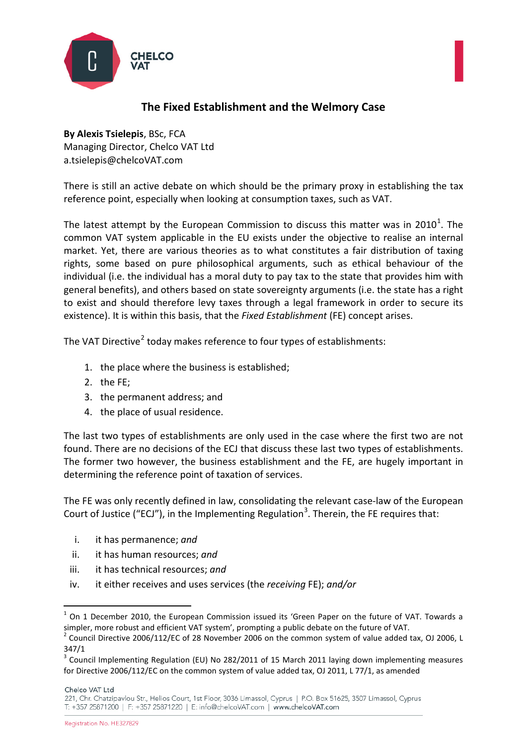# The Fixed Establishment and the Welmory Case

**By Alexis Tsielepis**, BSc, FCA
Managing Director, Chelco VAT Ltd
a.tsielepis@chelcoVAT.com

There is still an active debate on which should be the primary proxy in establishing the tax reference point, especially when looking at consumption taxes, such as VAT.

The latest attempt by the European Commission to discuss this matter was in 2010[1]. The common VAT system applicable in the EU exists under the objective to realise an internal market. Yet, there are various theories as to what constitutes a fair distribution of taxing rights, some based on pure philosophical arguments, such as ethical behaviour of the individual (i.e. the individual has a moral duty to pay tax to the state that provides him with general benefits), and others based on state sovereignty arguments (i.e. the state has a right to exist and should therefore levy taxes through a legal framework in order to secure its existence). It is within this basis, that the *Fixed Establishment* (FE) concept arises.

The VAT Directive[2] today makes reference to four types of establishments:

1. the place where the business is established;
2. the FE;
3. the permanent address; and
4. the place of usual residence.

The last two types of establishments are only used in the case where the first two are not found. There are no decisions of the ECJ that discuss these last two types of establishments. The former two however, the business establishment and the FE, are hugely important in determining the reference point of taxation of services.

The FE was only recently defined in law, consolidating the relevant case-law of the European Court of Justice ("ECJ"), in the Implementing Regulation[3]. Therein, the FE requires that:

i. it has permanence; *and*
ii. it has human resources; *and*
iii. it has technical resources; *and*
iv. it either receives and uses services (the *receiving* FE); *and/or*

---

[1] On 1 December 2010, the European Commission issued its 'Green Paper on the future of VAT. Towards a simpler, more robust and efficient VAT system', prompting a public debate on the future of VAT.

[2] Council Directive 2006/112/EC of 28 November 2006 on the common system of value added tax, OJ 2006, L 347/1

[3] Council Implementing Regulation (EU) No 282/2011 of 15 March 2011 laying down implementing measures for Directive 2006/112/EC on the common system of value added tax, OJ 2011, L 77/1, as amended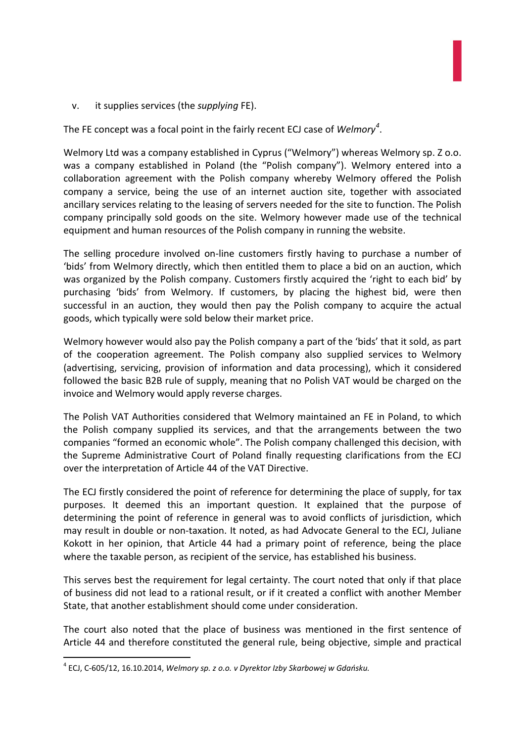v. it supplies services (the *supplying* FE).

The FE concept was a focal point in the fairly recent ECJ case of *Welmory*[4].

Welmory Ltd was a company established in Cyprus ("Welmory") whereas Welmory sp. Z o.o. was a company established in Poland (the "Polish company"). Welmory entered into a collaboration agreement with the Polish company whereby Welmory offered the Polish company a service, being the use of an internet auction site, together with associated ancillary services relating to the leasing of servers needed for the site to function. The Polish company principally sold goods on the site. Welmory however made use of the technical equipment and human resources of the Polish company in running the website.

The selling procedure involved on-line customers firstly having to purchase a number of 'bids' from Welmory directly, which then entitled them to place a bid on an auction, which was organized by the Polish company. Customers firstly acquired the 'right to each bid' by purchasing 'bids' from Welmory. If customers, by placing the highest bid, were then successful in an auction, they would then pay the Polish company to acquire the actual goods, which typically were sold below their market price.

Welmory however would also pay the Polish company a part of the 'bids' that it sold, as part of the cooperation agreement. The Polish company also supplied services to Welmory (advertising, servicing, provision of information and data processing), which it considered followed the basic B2B rule of supply, meaning that no Polish VAT would be charged on the invoice and Welmory would apply reverse charges.

The Polish VAT Authorities considered that Welmory maintained an FE in Poland, to which the Polish company supplied its services, and that the arrangements between the two companies "formed an economic whole". The Polish company challenged this decision, with the Supreme Administrative Court of Poland finally requesting clarifications from the ECJ over the interpretation of Article 44 of the VAT Directive.

The ECJ firstly considered the point of reference for determining the place of supply, for tax purposes. It deemed this an important question. It explained that the purpose of determining the point of reference in general was to avoid conflicts of jurisdiction, which may result in double or non-taxation. It noted, as had Advocate General to the ECJ, Juliane Kokott in her opinion, that Article 44 had a primary point of reference, being the place where the taxable person, as recipient of the service, has established his business.

This serves best the requirement for legal certainty. The court noted that only if that place of business did not lead to a rational result, or if it created a conflict with another Member State, that another establishment should come under consideration.

The court also noted that the place of business was mentioned in the first sentence of Article 44 and therefore constituted the general rule, being objective, simple and practical

[4] ECJ, C-605/12, 16.10.2014, *Welmory sp. z o.o. v Dyrektor Izby Skarbowej w Gdańsku.*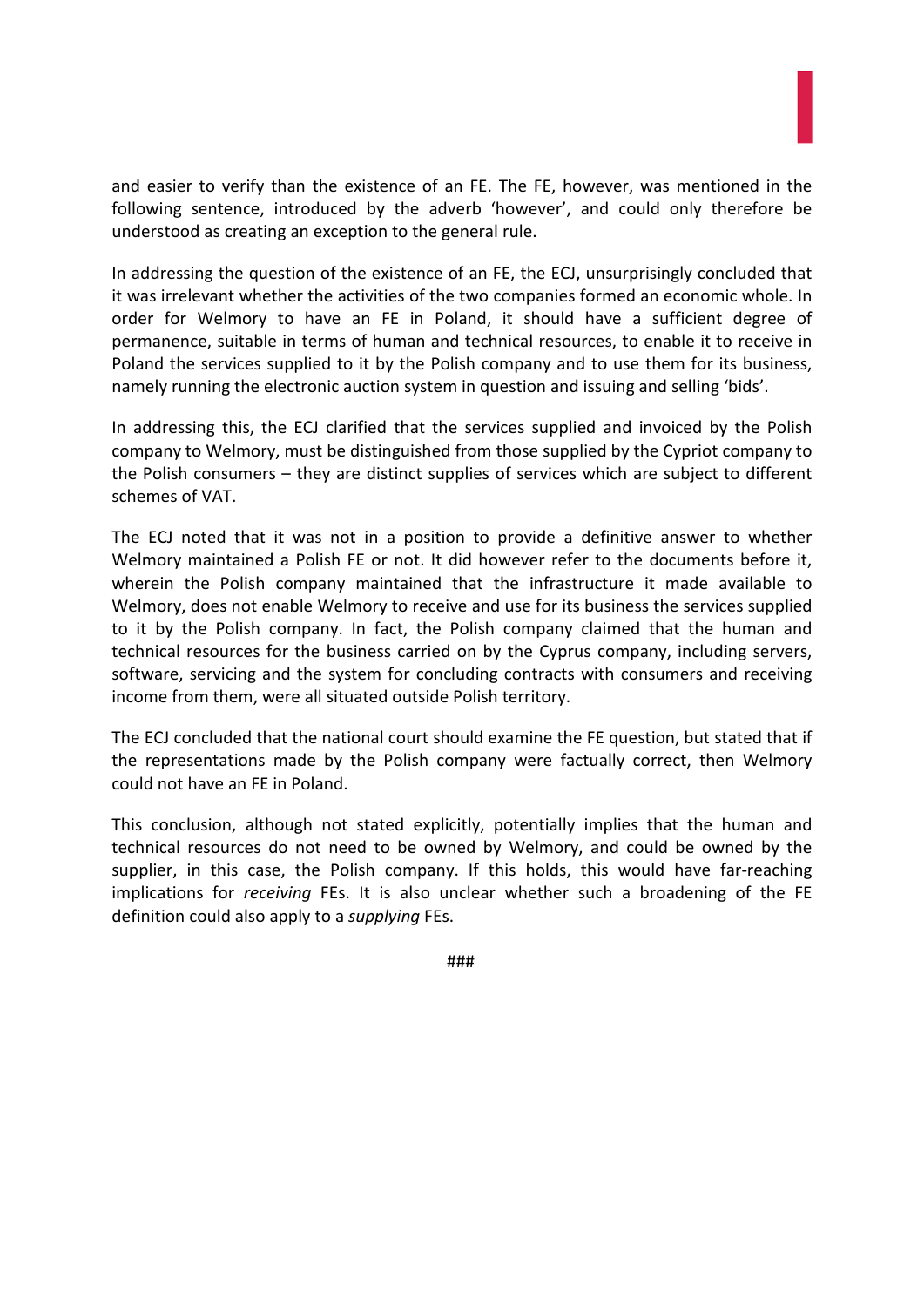and easier to verify than the existence of an FE. The FE, however, was mentioned in the following sentence, introduced by the adverb 'however', and could only therefore be understood as creating an exception to the general rule.

In addressing the question of the existence of an FE, the ECJ, unsurprisingly concluded that it was irrelevant whether the activities of the two companies formed an economic whole. In order for Welmory to have an FE in Poland, it should have a sufficient degree of permanence, suitable in terms of human and technical resources, to enable it to receive in Poland the services supplied to it by the Polish company and to use them for its business, namely running the electronic auction system in question and issuing and selling 'bids'.

In addressing this, the ECJ clarified that the services supplied and invoiced by the Polish company to Welmory, must be distinguished from those supplied by the Cypriot company to the Polish consumers – they are distinct supplies of services which are subject to different schemes of VAT.

The ECJ noted that it was not in a position to provide a definitive answer to whether Welmory maintained a Polish FE or not. It did however refer to the documents before it, wherein the Polish company maintained that the infrastructure it made available to Welmory, does not enable Welmory to receive and use for its business the services supplied to it by the Polish company. In fact, the Polish company claimed that the human and technical resources for the business carried on by the Cyprus company, including servers, software, servicing and the system for concluding contracts with consumers and receiving income from them, were all situated outside Polish territory.

The ECJ concluded that the national court should examine the FE question, but stated that if the representations made by the Polish company were factually correct, then Welmory could not have an FE in Poland.

This conclusion, although not stated explicitly, potentially implies that the human and technical resources do not need to be owned by Welmory, and could be owned by the supplier, in this case, the Polish company. If this holds, this would have far-reaching implications for *receiving* FEs. It is also unclear whether such a broadening of the FE definition could also apply to a *supplying* FEs.

###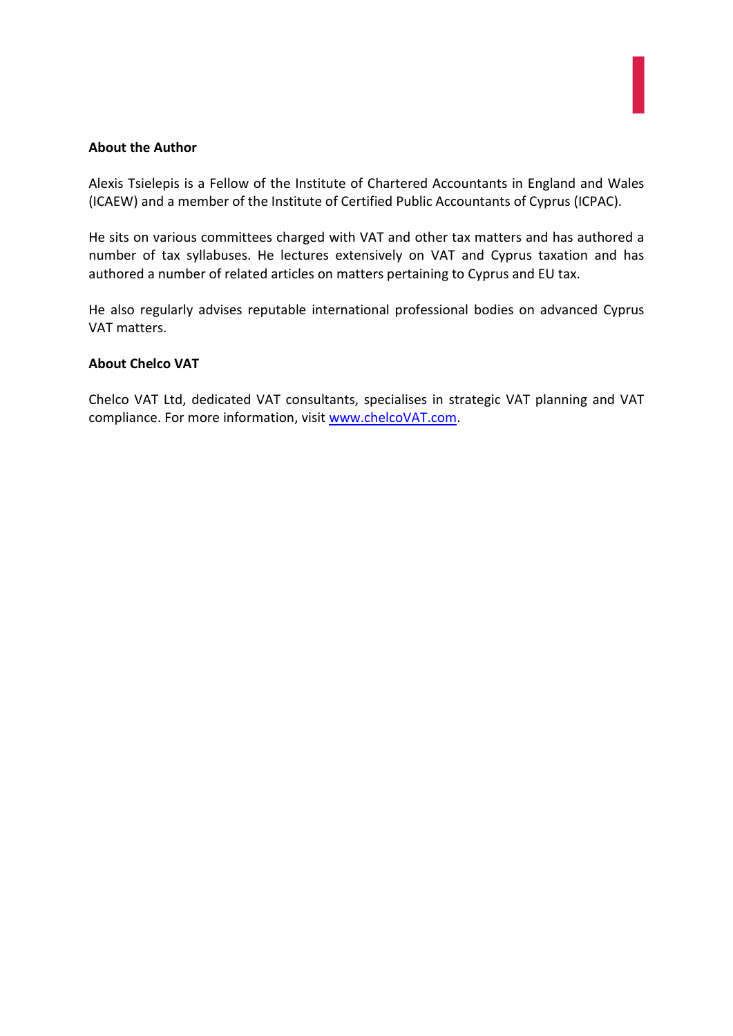**About the Author**

Alexis Tsielepis is a Fellow of the Institute of Chartered Accountants in England and Wales (ICAEW) and a member of the Institute of Certified Public Accountants of Cyprus (ICPAC).

He sits on various committees charged with VAT and other tax matters and has authored a number of tax syllabuses. He lectures extensively on VAT and Cyprus taxation and has authored a number of related articles on matters pertaining to Cyprus and EU tax.

He also regularly advises reputable international professional bodies on advanced Cyprus VAT matters.

**About Chelco VAT**

Chelco VAT Ltd, dedicated VAT consultants, specialises in strategic VAT planning and VAT compliance. For more information, visit [www.chelcoVAT.com](http://www.chelcoVAT.com).